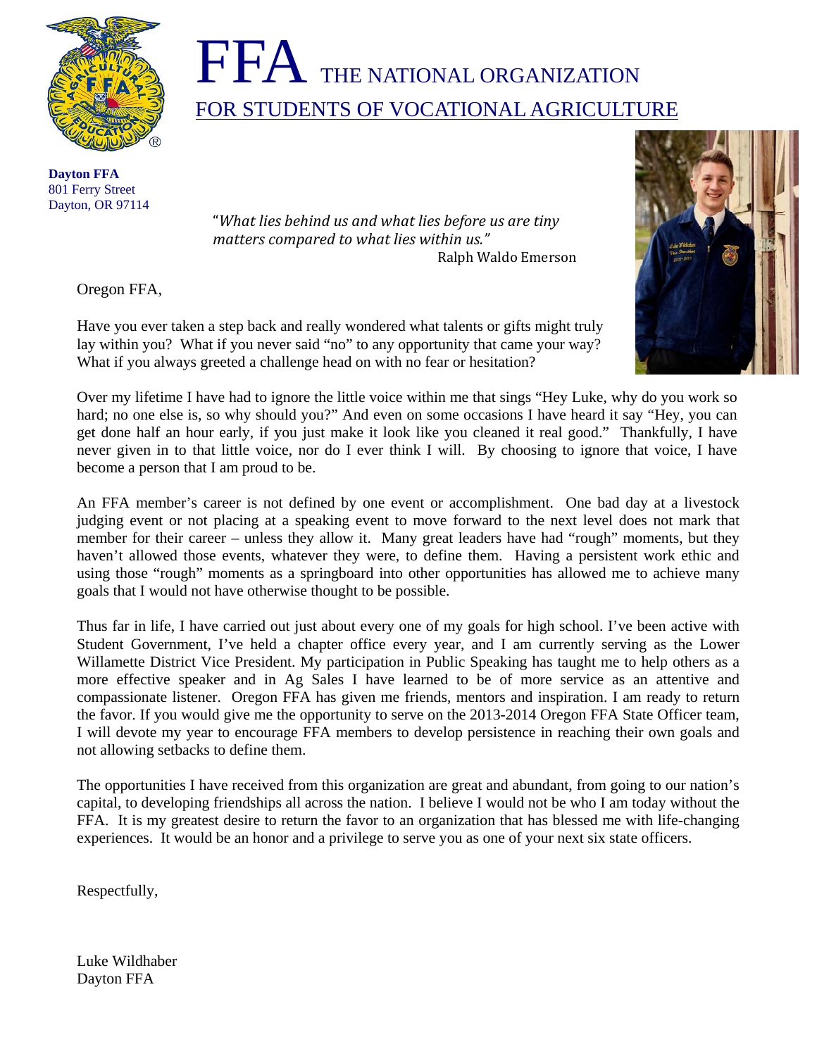# FFA THE NATIONAL ORGANIZATION FOR STUDENTS OF VOCATIONAL AGRICULTURE

**Dayton FFA**
801 Ferry Street
Dayton, OR 97114

> *"What lies behind us and what lies before us are tiny matters compared to what lies within us."*
> Ralph Waldo Emerson

Oregon FFA,

Have you ever taken a step back and really wondered what talents or gifts might truly lay within you? What if you never said "no" to any opportunity that came your way? What if you always greeted a challenge head on with no fear or hesitation?

Over my lifetime I have had to ignore the little voice within me that sings "Hey Luke, why do you work so hard; no one else is, so why should you?" And even on some occasions I have heard it say "Hey, you can get done half an hour early, if you just make it look like you cleaned it real good." Thankfully, I have never given in to that little voice, nor do I ever think I will. By choosing to ignore that voice, I have become a person that I am proud to be.

An FFA member's career is not defined by one event or accomplishment. One bad day at a livestock judging event or not placing at a speaking event to move forward to the next level does not mark that member for their career – unless they allow it. Many great leaders have had "rough" moments, but they haven't allowed those events, whatever they were, to define them. Having a persistent work ethic and using those "rough" moments as a springboard into other opportunities has allowed me to achieve many goals that I would not have otherwise thought to be possible.

Thus far in life, I have carried out just about every one of my goals for high school. I've been active with Student Government, I've held a chapter office every year, and I am currently serving as the Lower Willamette District Vice President. My participation in Public Speaking has taught me to help others as a more effective speaker and in Ag Sales I have learned to be of more service as an attentive and compassionate listener. Oregon FFA has given me friends, mentors and inspiration. I am ready to return the favor. If you would give me the opportunity to serve on the 2013-2014 Oregon FFA State Officer team, I will devote my year to encourage FFA members to develop persistence in reaching their own goals and not allowing setbacks to define them.

The opportunities I have received from this organization are great and abundant, from going to our nation's capital, to developing friendships all across the nation. I believe I would not be who I am today without the FFA. It is my greatest desire to return the favor to an organization that has blessed me with life-changing experiences. It would be an honor and a privilege to serve you as one of your next six state officers.

Respectfully,

Luke Wildhaber
Dayton FFA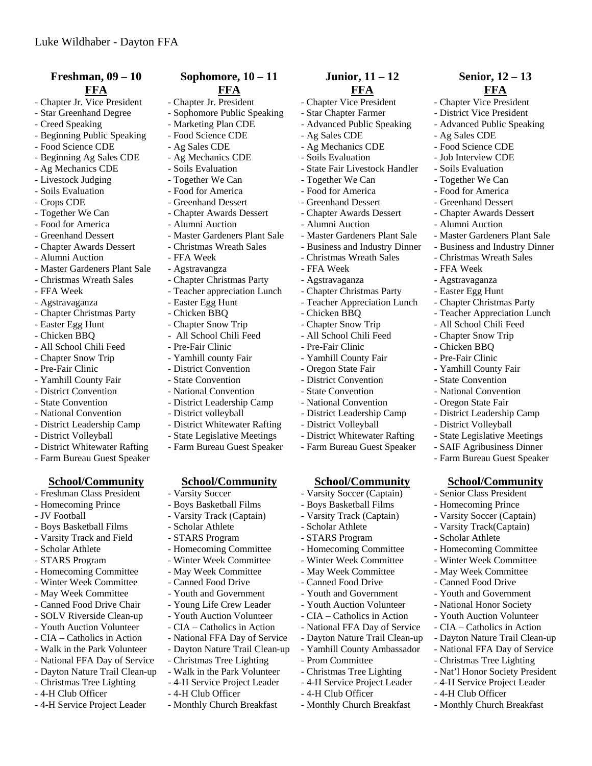Luke Wildhaber - Dayton FFA

## Freshman, 09 – 10

### FFA

- Chapter Jr. Vice President
- Star Greenhand Degree
- Creed Speaking
- Beginning Public Speaking
- Food Science CDE
- Beginning Ag Sales CDE
- Ag Mechanics CDE
- Livestock Judging
- Soils Evaluation
- Crops CDE
- Together We Can
- Food for America
- Greenhand Dessert
- Chapter Awards Dessert
- Alumni Auction
- Master Gardeners Plant Sale
- Christmas Wreath Sales
- FFA Week
- Agstravaganza
- Chapter Christmas Party
- Easter Egg Hunt
- Chicken BBQ
- All School Chili Feed
- Chapter Snow Trip
- Pre-Fair Clinic
- Yamhill County Fair
- District Convention
- State Convention
- National Convention
- District Leadership Camp
- District Volleyball
- District Whitewater Rafting
- Farm Bureau Guest Speaker

### School/Community

- Freshman Class President
- Homecoming Prince
- JV Football
- Boys Basketball Films
- Varsity Track and Field
- Scholar Athlete
- STARS Program
- Homecoming Committee
- Winter Week Committee
- May Week Committee
- Canned Food Drive Chair
- SOLV Riverside Clean-up
- Youth Auction Volunteer
- CIA – Catholics in Action
- Walk in the Park Volunteer
- National FFA Day of Service
- Dayton Nature Trail Clean-up
- Christmas Tree Lighting
- 4-H Club Officer
- 4-H Service Project Leader

## Sophomore, 10 – 11

### FFA

- Chapter Jr. President
- Sophomore Public Speaking
- Marketing Plan CDE
- Food Science CDE
- Ag Sales CDE
- Ag Mechanics CDE
- Soils Evaluation
- Together We Can
- Food for America
- Greenhand Dessert
- Chapter Awards Dessert
- Alumni Auction
- Master Gardeners Plant Sale
- Christmas Wreath Sales
- FFA Week
- Agstravangza
- Chapter Christmas Party
- Teacher appreciation Lunch
- Easter Egg Hunt
- Chicken BBQ
- Chapter Snow Trip
- All School Chili Feed
- Pre-Fair Clinic
- Yamhill county Fair
- District Convention
- State Convention
- National Convention
- District Leadership Camp
- District volleyball
- District Whitewater Rafting
- State Legislative Meetings
- Farm Bureau Guest Speaker

### School/Community

- Varsity Soccer
- Boys Basketball Films
- Varsity Track (Captain)
- Scholar Athlete
- STARS Program
- Homecoming Committee
- Winter Week Committee
- May Week Committee
- Canned Food Drive
- Youth and Government
- Young Life Crew Leader
- Youth Auction Volunteer
- CIA – Catholics in Action
- National FFA Day of Service
- Dayton Nature Trail Clean-up
- Christmas Tree Lighting
- Walk in the Park Volunteer
- 4-H Service Project Leader
- 4-H Club Officer
- Monthly Church Breakfast

## Junior, 11 – 12

### FFA

- Chapter Vice President
- Star Chapter Farmer
- Advanced Public Speaking
- Ag Sales CDE
- Ag Mechanics CDE
- Soils Evaluation
- State Fair Livestock Handler
- Together We Can
- Food for America
- Greenhand Dessert
- Chapter Awards Dessert
- Alumni Auction
- Master Gardeners Plant Sale
- Business and Industry Dinner
- Christmas Wreath Sales
- FFA Week
- Agstravaganza
- Chapter Christmas Party
- Teacher Appreciation Lunch
- Chicken BBQ
- Chapter Snow Trip
- All School Chili Feed
- Pre-Fair Clinic
- Yamhill County Fair
- Oregon State Fair
- District Convention
- State Convention
- National Convention
- District Leadership Camp
- District Volleyball
- District Whitewater Rafting
- Farm Bureau Guest Speaker

### School/Community

- Varsity Soccer (Captain)
- Boys Basketball Films
- Varsity Track (Captain)
- Scholar Athlete
- STARS Program
- Homecoming Committee
- Winter Week Committee
- May Week Committee
- Canned Food Drive
- Youth and Government
- Youth Auction Volunteer
- CIA – Catholics in Action
- National FFA Day of Service
- Dayton Nature Trail Clean-up
- Yamhill County Ambassador
- Prom Committee
- Christmas Tree Lighting
- 4-H Service Project Leader
- 4-H Club Officer
- Monthly Church Breakfast

## Senior, 12 – 13

### FFA

- Chapter Vice President
- District Vice President
- Advanced Public Speaking
- Ag Sales CDE
- Food Science CDE
- Job Interview CDE
- Soils Evaluation
- Together We Can
- Food for America
- Greenhand Dessert
- Chapter Awards Dessert
- Alumni Auction
- Master Gardeners Plant Sale
- Business and Industry Dinner
- Christmas Wreath Sales
- FFA Week
- Agstravaganza
- Easter Egg Hunt
- Chapter Christmas Party
- Teacher Appreciation Lunch
- All School Chili Feed
- Chapter Snow Trip
- Chicken BBQ
- Pre-Fair Clinic
- Yamhill County Fair
- State Convention
- National Convention
- Oregon State Fair
- District Leadership Camp
- District Volleyball
- State Legislative Meetings
- SAIF Agribusiness Dinner
- Farm Bureau Guest Speaker

### School/Community

- Senior Class President
- Homecoming Prince
- Varsity Soccer (Captain)
- Varsity Track(Captain)
- Scholar Athlete
- Homecoming Committee
- Winter Week Committee
- May Week Committee
- Canned Food Drive
- Youth and Government
- National Honor Society
- Youth Auction Volunteer
- CIA – Catholics in Action
- Dayton Nature Trail Clean-up
- National FFA Day of Service
- Christmas Tree Lighting
- Nat'l Honor Society President
- 4-H Service Project Leader
- 4-H Club Officer
- Monthly Church Breakfast